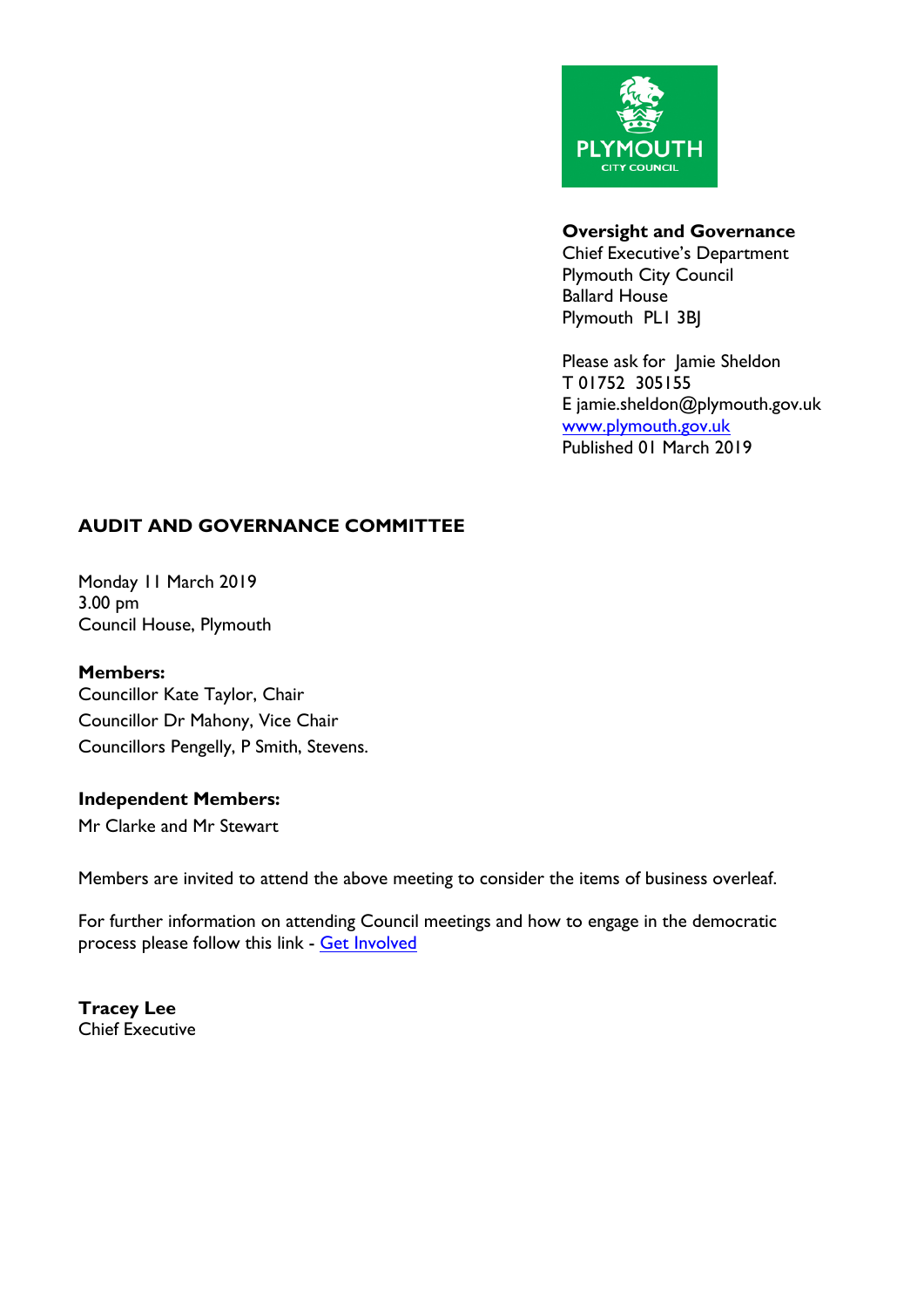**Oversight and Governance**
Chief Executive's Department
Plymouth City Council
Ballard House
Plymouth PL1 3BJ

Please ask for Jamie Sheldon
T 01752 305155
E jamie.sheldon@plymouth.gov.uk
[www.plymouth.gov.uk](http://www.plymouth.gov.uk)
Published 01 March 2019

# AUDIT AND GOVERNANCE COMMITTEE

Monday 11 March 2019
3.00 pm
Council House, Plymouth

**Members:**
Councillor Kate Taylor, Chair
Councillor Dr Mahony, Vice Chair
Councillors Pengelly, P Smith, Stevens.

**Independent Members:**
Mr Clarke and Mr Stewart

Members are invited to attend the above meeting to consider the items of business overleaf.

For further information on attending Council meetings and how to engage in the democratic process please follow this link - Get Involved

**Tracey Lee**
Chief Executive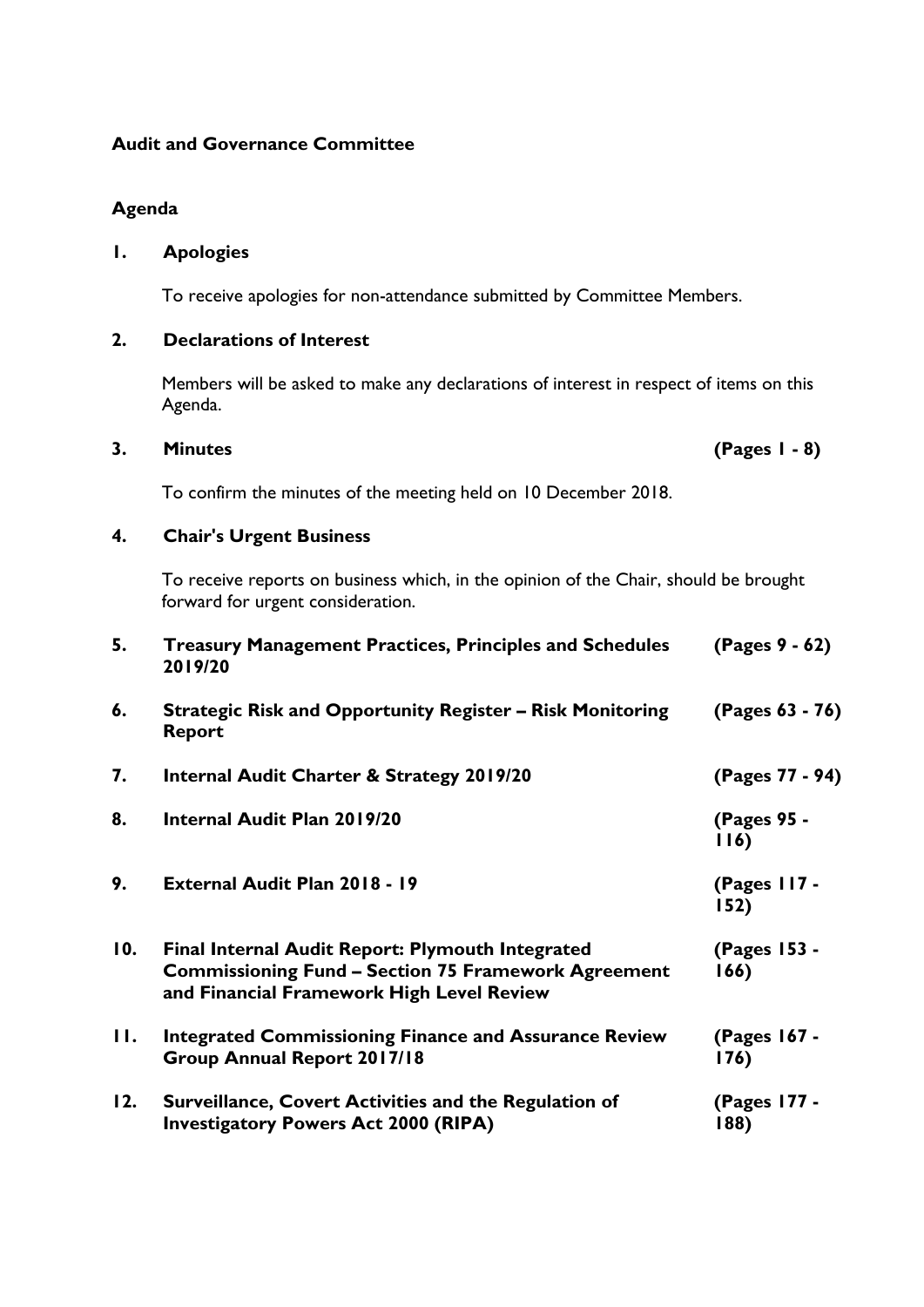**Audit and Governance Committee**

**Agenda**

**1. Apologies**

To receive apologies for non-attendance submitted by Committee Members.

**2. Declarations of Interest**

Members will be asked to make any declarations of interest in respect of items on this Agenda.

**3. Minutes** **(Pages 1 - 8)**

To confirm the minutes of the meeting held on 10 December 2018.

**4. Chair's Urgent Business**

To receive reports on business which, in the opinion of the Chair, should be brought forward for urgent consideration.

**5. Treasury Management Practices, Principles and Schedules 2019/20** **(Pages 9 - 62)**

**6. Strategic Risk and Opportunity Register – Risk Monitoring Report** **(Pages 63 - 76)**

**7. Internal Audit Charter & Strategy 2019/20** **(Pages 77 - 94)**

**8. Internal Audit Plan 2019/20** **(Pages 95 - 116)**

**9. External Audit Plan 2018 - 19** **(Pages 117 - 152)**

**10. Final Internal Audit Report: Plymouth Integrated Commissioning Fund – Section 75 Framework Agreement and Financial Framework High Level Review** **(Pages 153 - 166)**

**11. Integrated Commissioning Finance and Assurance Review Group Annual Report 2017/18** **(Pages 167 - 176)**

**12. Surveillance, Covert Activities and the Regulation of Investigatory Powers Act 2000 (RIPA)** **(Pages 177 - 188)**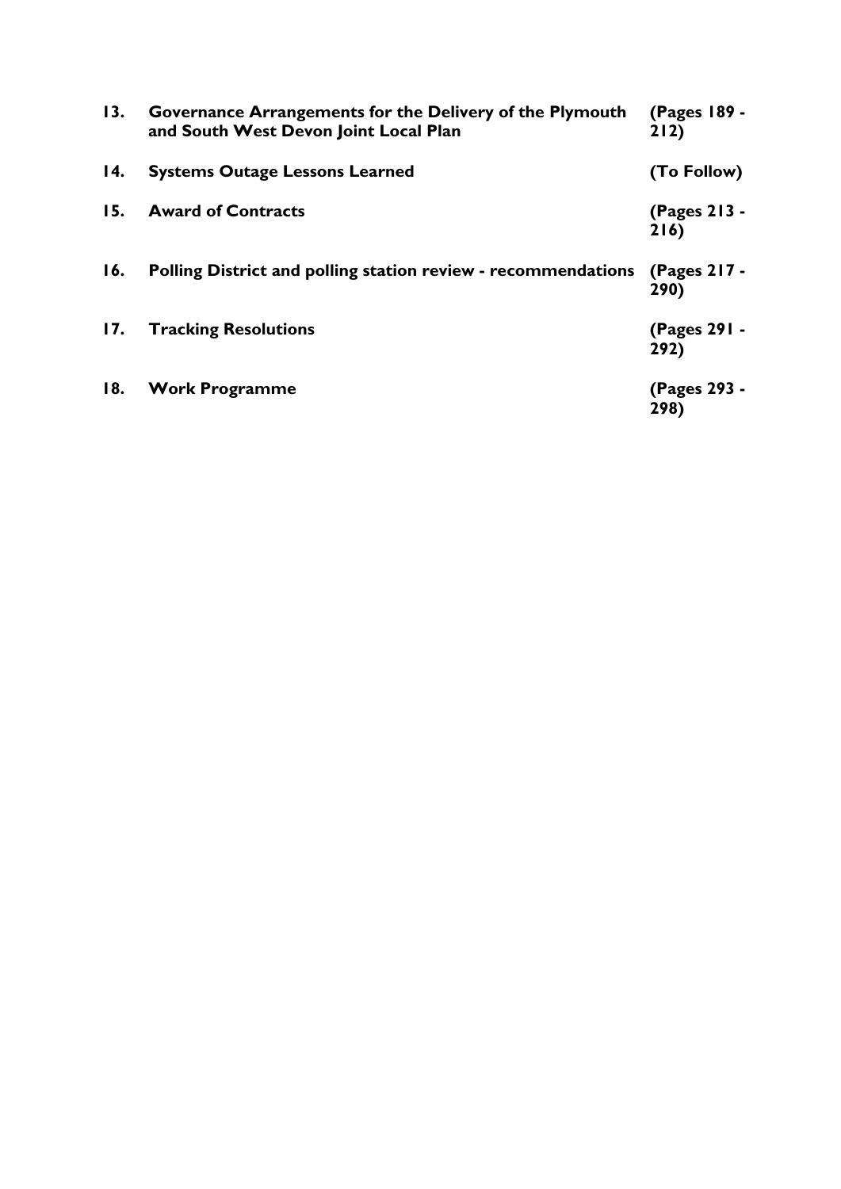| | | |
|---|---|---|
| **13.** | **Governance Arrangements for the Delivery of the Plymouth and South West Devon Joint Local Plan** | **(Pages 189 - 212)** |
| **14.** | **Systems Outage Lessons Learned** | **(To Follow)** |
| **15.** | **Award of Contracts** | **(Pages 213 - 216)** |
| **16.** | **Polling District and polling station review - recommendations** | **(Pages 217 - 290)** |
| **17.** | **Tracking Resolutions** | **(Pages 291 - 292)** |
| **18.** | **Work Programme** | **(Pages 293 - 298)** |